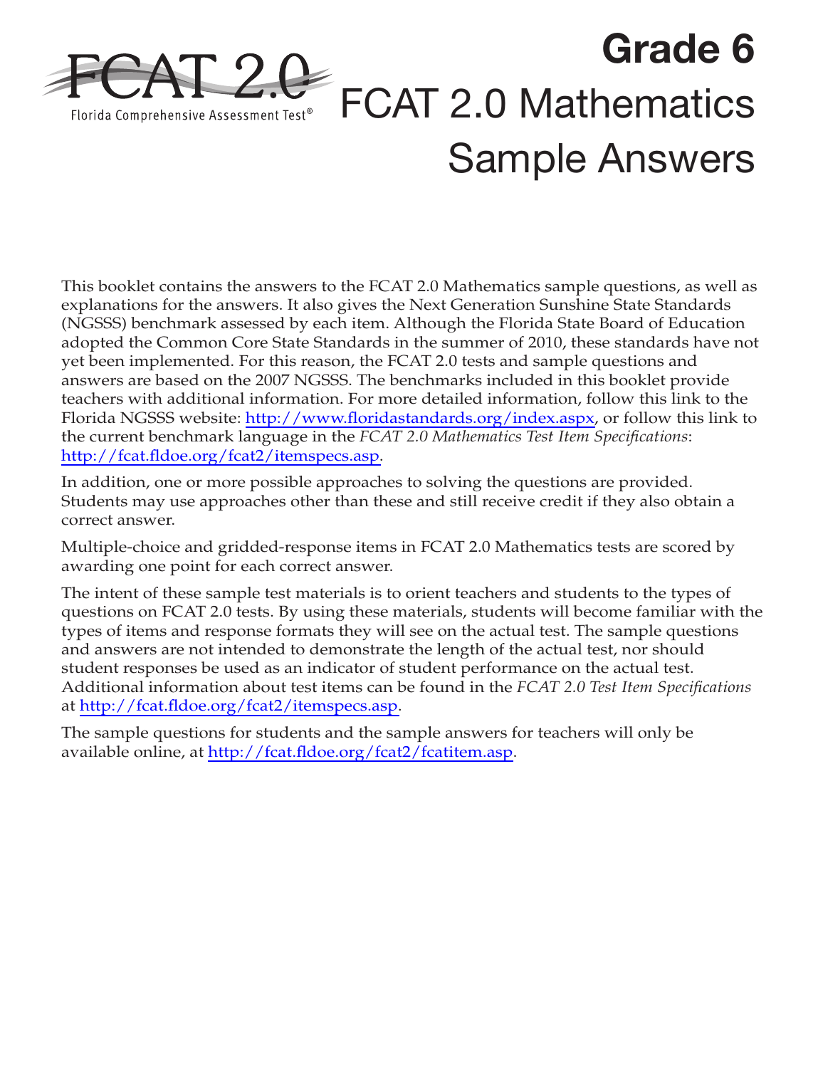FCAT 2.0

Florida Comprehensive Assessment Test®

# Grade 6

# FCAT 2.0 Mathematics Sample Answers

This booklet contains the answers to the FCAT 2.0 Mathematics sample questions, as well as explanations for the answers. It also gives the Next Generation Sunshine State Standards (NGSSS) benchmark assessed by each item. Although the Florida State Board of Education adopted the Common Core State Standards in the summer of 2010, these standards have not yet been implemented. For this reason, the FCAT 2.0 tests and sample questions and answers are based on the 2007 NGSSS. The benchmarks included in this booklet provide teachers with additional information. For more detailed information, follow this link to the Florida NGSSS website: http://www.floridastandards.org/index.aspx, or follow this link to the current benchmark language in the *FCAT 2.0 Mathematics Test Item Specifications*: http://fcat.fldoe.org/fcat2/itemspecs.asp.

In addition, one or more possible approaches to solving the questions are provided. Students may use approaches other than these and still receive credit if they also obtain a correct answer.

Multiple-choice and gridded-response items in FCAT 2.0 Mathematics tests are scored by awarding one point for each correct answer.

The intent of these sample test materials is to orient teachers and students to the types of questions on FCAT 2.0 tests. By using these materials, students will become familiar with the types of items and response formats they will see on the actual test. The sample questions and answers are not intended to demonstrate the length of the actual test, nor should student responses be used as an indicator of student performance on the actual test. Additional information about test items can be found in the *FCAT 2.0 Test Item Specifications* at http://fcat.fldoe.org/fcat2/itemspecs.asp.

The sample questions for students and the sample answers for teachers will only be available online, at http://fcat.fldoe.org/fcat2/fcatitem.asp.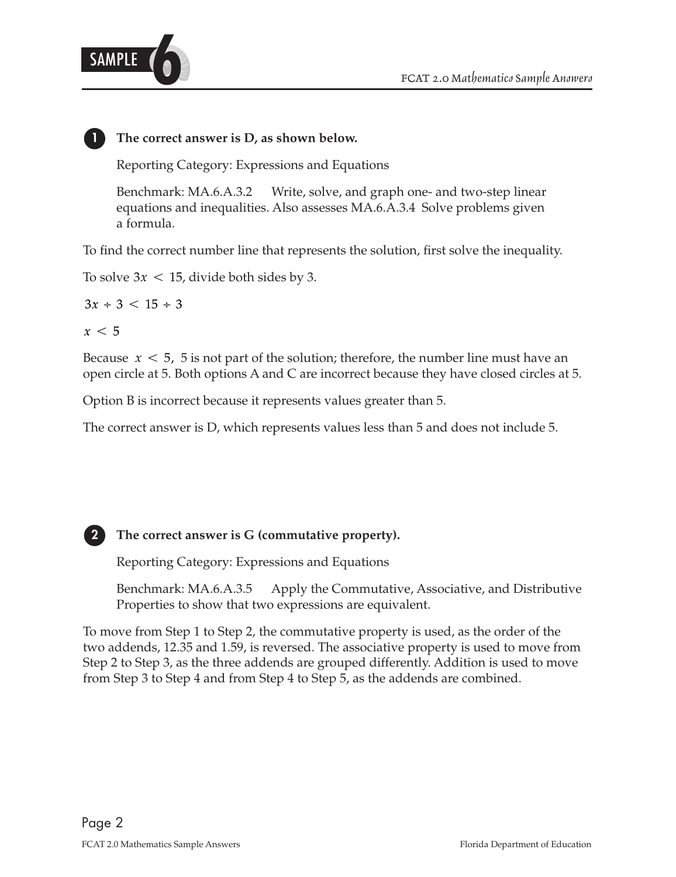**1** **The correct answer is D, as shown below.**

Reporting Category: Expressions and Equations

Benchmark: MA.6.A.3.2 Write, solve, and graph one- and two-step linear equations and inequalities. Also assesses MA.6.A.3.4 Solve problems given a formula.

To find the correct number line that represents the solution, first solve the inequality.

To solve $3x < 15$, divide both sides by 3.

$3x \div 3 < 15 \div 3$

$x < 5$

Because $x < 5$, 5 is not part of the solution; therefore, the number line must have an open circle at 5. Both options A and C are incorrect because they have closed circles at 5.

Option B is incorrect because it represents values greater than 5.

The correct answer is D, which represents values less than 5 and does not include 5.

**2** **The correct answer is G (commutative property).**

Reporting Category: Expressions and Equations

Benchmark: MA.6.A.3.5 Apply the Commutative, Associative, and Distributive Properties to show that two expressions are equivalent.

To move from Step 1 to Step 2, the commutative property is used, as the order of the two addends, 12.35 and 1.59, is reversed. The associative property is used to move from Step 2 to Step 3, as the three addends are grouped differently. Addition is used to move from Step 3 to Step 4 and from Step 4 to Step 5, as the addends are combined.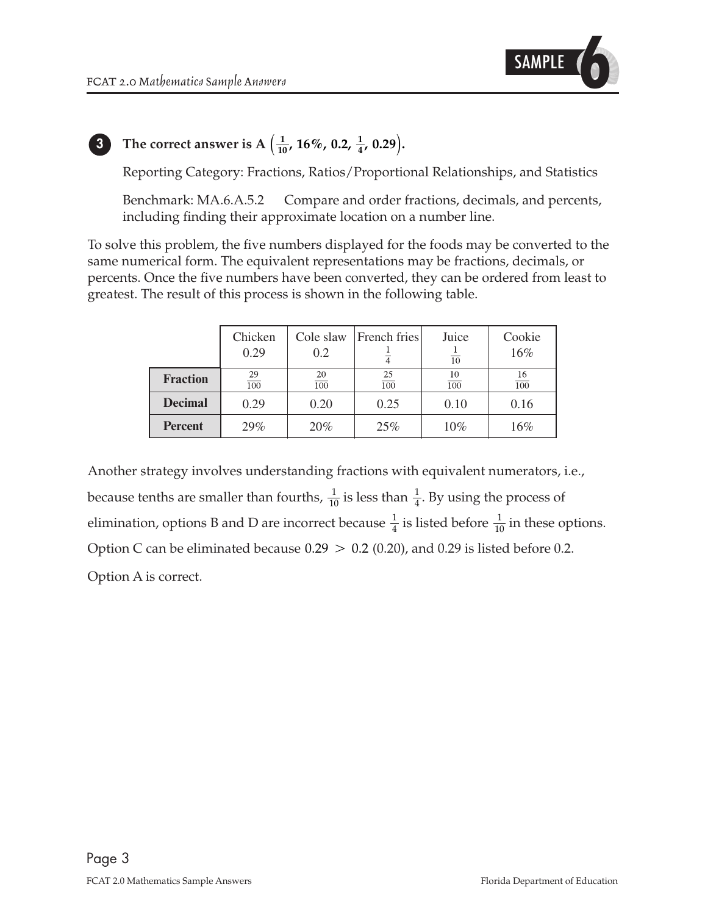**3** **The correct answer is A $\left(\frac{1}{10}, 16\%, 0.2, \frac{1}{4}, 0.29\right)$.**

Reporting Category: Fractions, Ratios/Proportional Relationships, and Statistics

Benchmark: MA.6.A.5.2 Compare and order fractions, decimals, and percents, including finding their approximate location on a number line.

To solve this problem, the five numbers displayed for the foods may be converted to the same numerical form. The equivalent representations may be fractions, decimals, or percents. Once the five numbers have been converted, they can be ordered from least to greatest. The result of this process is shown in the following table.

| | Chicken 0.29 | Cole slaw 0.2 | French fries $\frac{1}{4}$ | Juice $\frac{1}{10}$ | Cookie 16% |
|---|---|---|---|---|---|
| **Fraction** | $\frac{29}{100}$ | $\frac{20}{100}$ | $\frac{25}{100}$ | $\frac{10}{100}$ | $\frac{16}{100}$ |
| **Decimal** | 0.29 | 0.20 | 0.25 | 0.10 | 0.16 |
| **Percent** | 29% | 20% | 25% | 10% | 16% |

Another strategy involves understanding fractions with equivalent numerators, i.e., because tenths are smaller than fourths, $\frac{1}{10}$ is less than $\frac{1}{4}$. By using the process of elimination, options B and D are incorrect because $\frac{1}{4}$ is listed before $\frac{1}{10}$ in these options. Option C can be eliminated because $0.29 > 0.2$ (0.20), and 0.29 is listed before 0.2.

Option A is correct.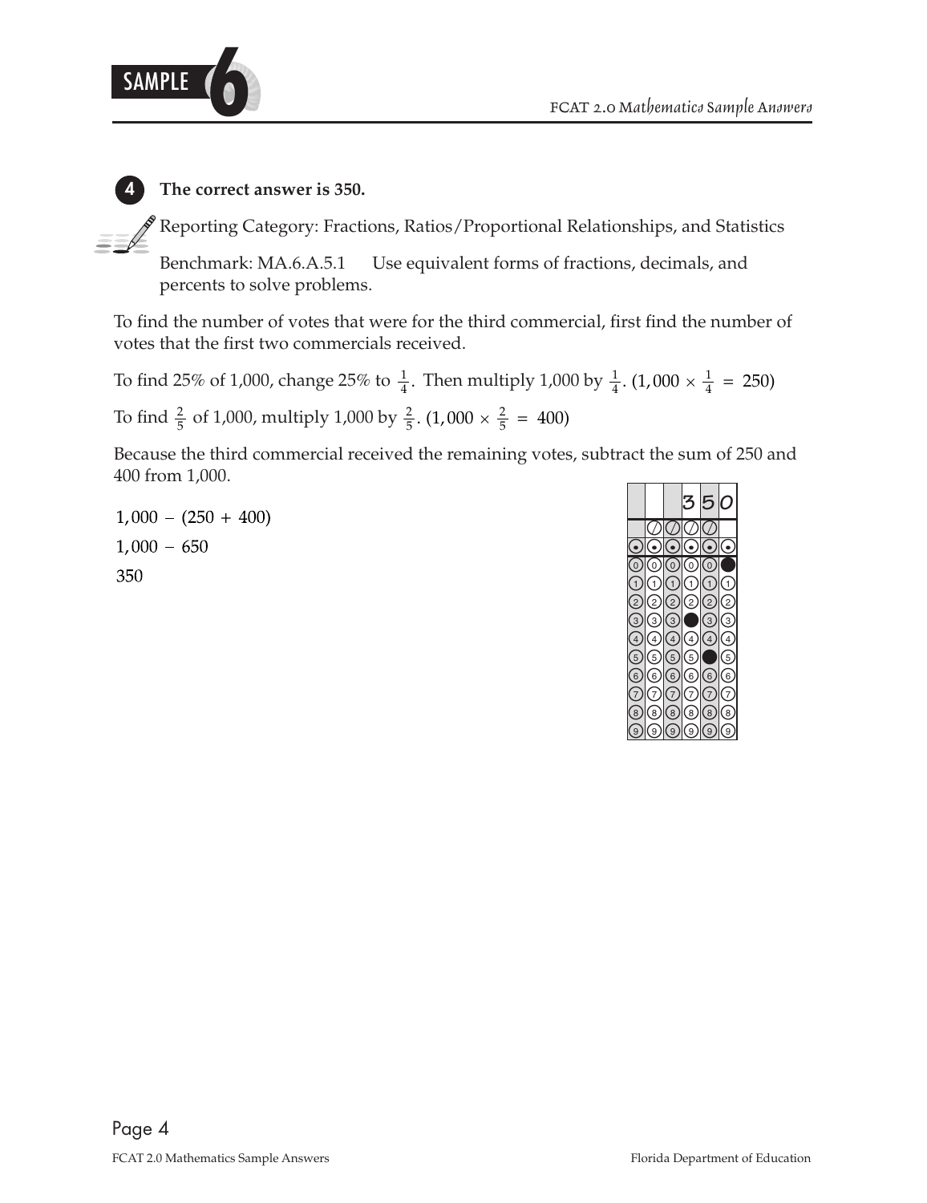**4** **The correct answer is 350.**

Reporting Category: Fractions, Ratios/Proportional Relationships, and Statistics

Benchmark: MA.6.A.5.1 Use equivalent forms of fractions, decimals, and percents to solve problems.

To find the number of votes that were for the third commercial, first find the number of votes that the first two commercials received.

To find 25% of 1,000, change 25% to $\frac{1}{4}$. Then multiply 1,000 by $\frac{1}{4}$. $(1{,}000 \times \frac{1}{4} = 250)$

To find $\frac{2}{5}$ of 1,000, multiply 1,000 by $\frac{2}{5}$. $(1{,}000 \times \frac{2}{5} = 400)$

Because the third commercial received the remaining votes, subtract the sum of 250 and 400 from 1,000.

$1{,}000 - (250 + 400)$

$1{,}000 - 650$

$350$

| | | | 3 | 5 | 0 |
|---|---|---|---|---|---|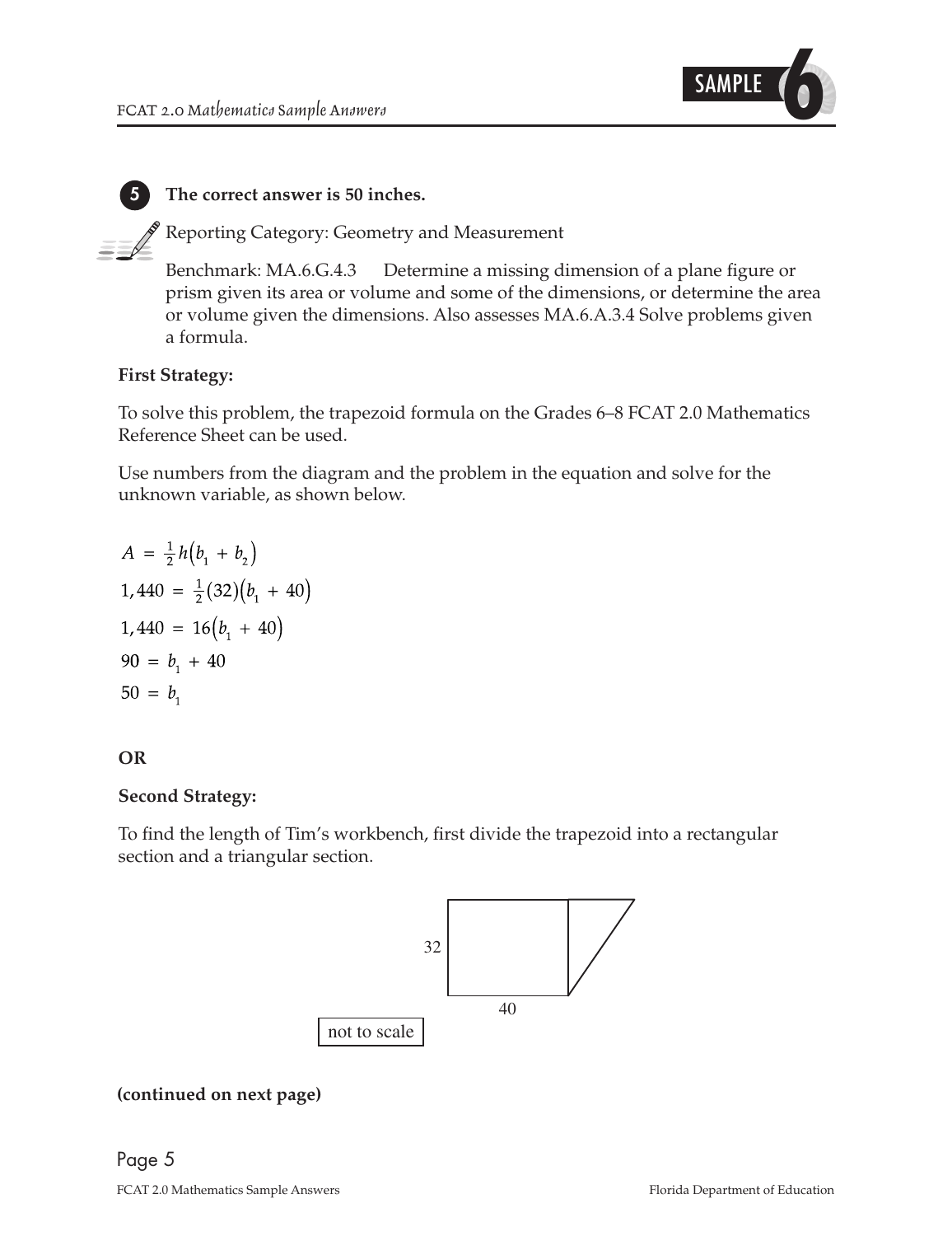**5 The correct answer is 50 inches.**

Reporting Category: Geometry and Measurement

Benchmark: MA.6.G.4.3 Determine a missing dimension of a plane figure or prism given its area or volume and some of the dimensions, or determine the area or volume given the dimensions. Also assesses MA.6.A.3.4 Solve problems given a formula.

**First Strategy:**

To solve this problem, the trapezoid formula on the Grades 6–8 FCAT 2.0 Mathematics Reference Sheet can be used.

Use numbers from the diagram and the problem in the equation and solve for the unknown variable, as shown below.

$$A = \frac{1}{2}h(b_1 + b_2)$$

$$1,440 = \frac{1}{2}(32)(b_1 + 40)$$

$$1,440 = 16(b_1 + 40)$$

$$90 = b_1 + 40$$

$$50 = b_1$$

**OR**

**Second Strategy:**

To find the length of Tim's workbench, first divide the trapezoid into a rectangular section and a triangular section.

32

40

not to scale

**(continued on next page)**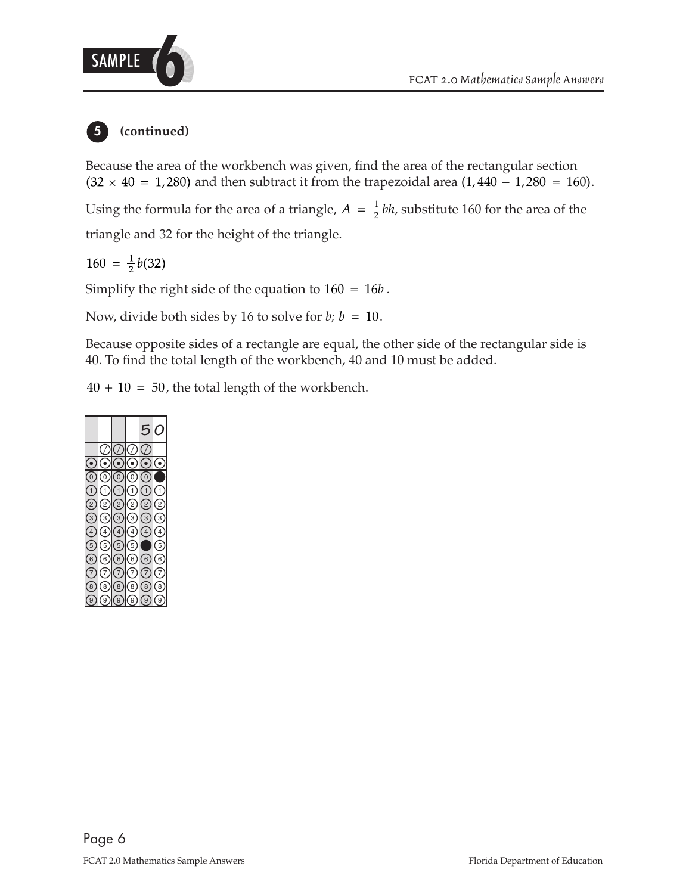**5** **(continued)**

Because the area of the workbench was given, find the area of the rectangular section ($32 \times 40 = 1,280$) and then subtract it from the trapezoidal area ($1,440 - 1,280 = 160$).

Using the formula for the area of a triangle, $A = \frac{1}{2}bh$, substitute 160 for the area of the triangle and 32 for the height of the triangle.

$160 = \frac{1}{2}b(32)$

Simplify the right side of the equation to $160 = 16b$.

Now, divide both sides by 16 to solve for $b$; $b = 10$.

Because opposite sides of a rectangle are equal, the other side of the rectangular side is 40. To find the total length of the workbench, 40 and 10 must be added.

$40 + 10 = 50$, the total length of the workbench.

| | | | | 5 | 0 |
|---|---|---|---|---|---|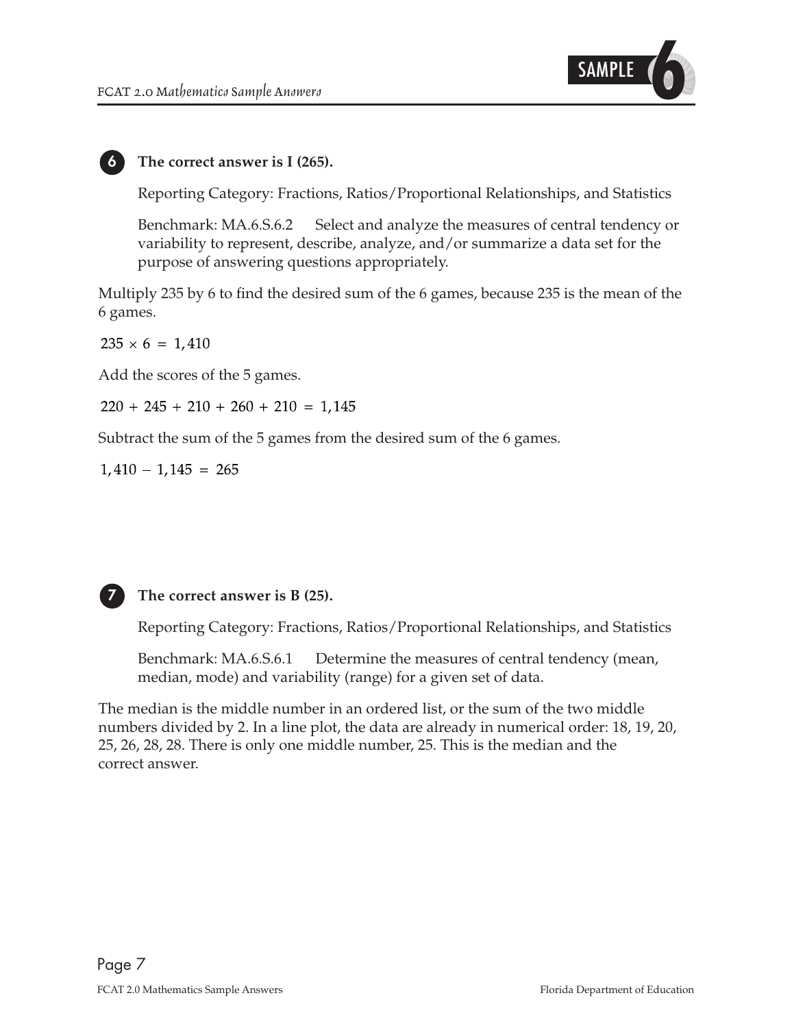**6** **The correct answer is I (265).**

Reporting Category: Fractions, Ratios/Proportional Relationships, and Statistics

Benchmark: MA.6.S.6.2 Select and analyze the measures of central tendency or variability to represent, describe, analyze, and/or summarize a data set for the purpose of answering questions appropriately.

Multiply 235 by 6 to find the desired sum of the 6 games, because 235 is the mean of the 6 games.

$235 \times 6 = 1{,}410$

Add the scores of the 5 games.

$220 + 245 + 210 + 260 + 210 = 1{,}145$

Subtract the sum of the 5 games from the desired sum of the 6 games.

$1{,}410 - 1{,}145 = 265$

**7** **The correct answer is B (25).**

Reporting Category: Fractions, Ratios/Proportional Relationships, and Statistics

Benchmark: MA.6.S.6.1 Determine the measures of central tendency (mean, median, mode) and variability (range) for a given set of data.

The median is the middle number in an ordered list, or the sum of the two middle numbers divided by 2. In a line plot, the data are already in numerical order: 18, 19, 20, 25, 26, 28, 28. There is only one middle number, 25. This is the median and the correct answer.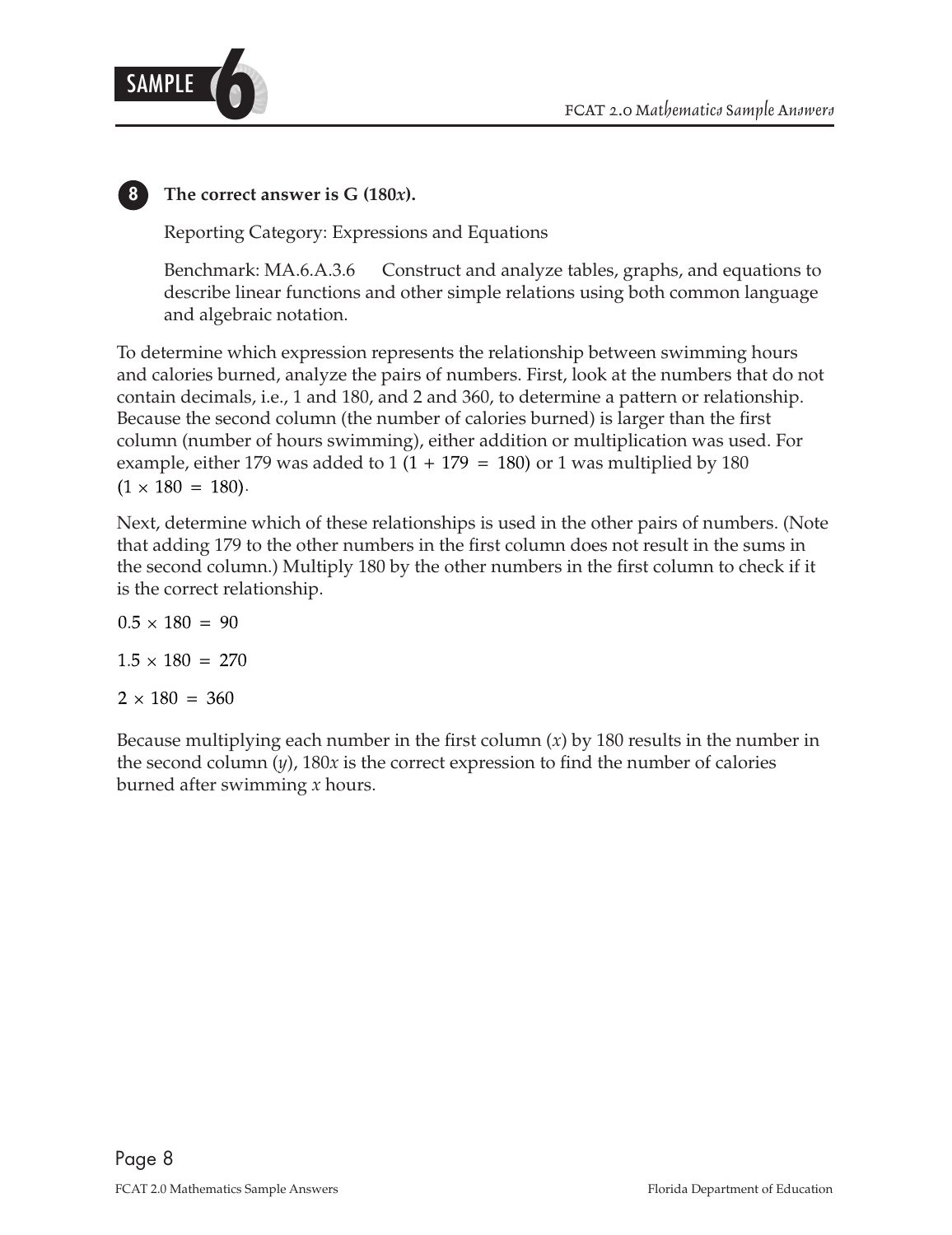**8** **The correct answer is G (180*x*).**

Reporting Category: Expressions and Equations

Benchmark: MA.6.A.3.6 Construct and analyze tables, graphs, and equations to describe linear functions and other simple relations using both common language and algebraic notation.

To determine which expression represents the relationship between swimming hours and calories burned, analyze the pairs of numbers. First, look at the numbers that do not contain decimals, i.e., 1 and 180, and 2 and 360, to determine a pattern or relationship. Because the second column (the number of calories burned) is larger than the first column (number of hours swimming), either addition or multiplication was used. For example, either 179 was added to 1 ($1 + 179 = 180$) or 1 was multiplied by 180 ($1 \times 180 = 180$).

Next, determine which of these relationships is used in the other pairs of numbers. (Note that adding 179 to the other numbers in the first column does not result in the sums in the second column.) Multiply 180 by the other numbers in the first column to check if it is the correct relationship.

$0.5 \times 180 = 90$

$1.5 \times 180 = 270$

$2 \times 180 = 360$

Because multiplying each number in the first column ($x$) by 180 results in the number in the second column ($y$), $180x$ is the correct expression to find the number of calories burned after swimming $x$ hours.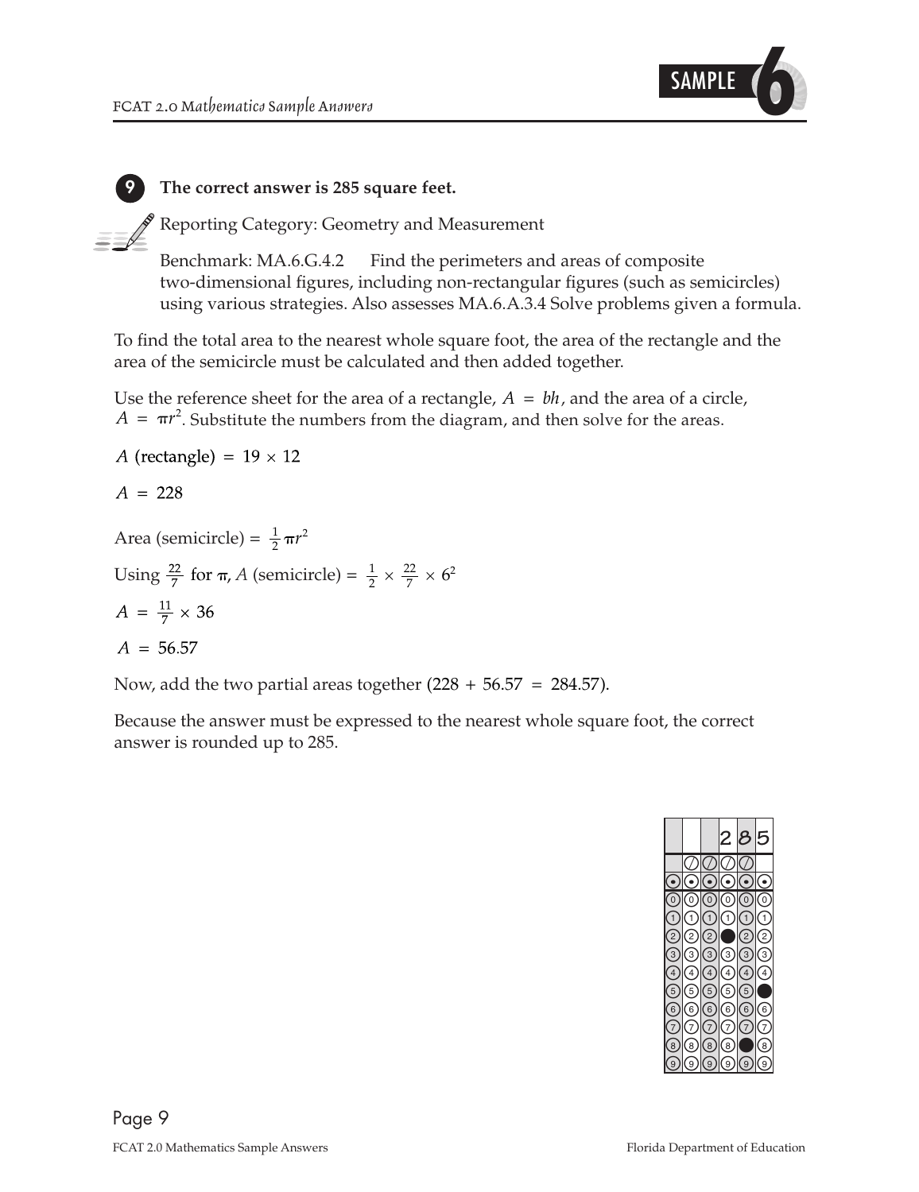**9** **The correct answer is 285 square feet.**

Reporting Category: Geometry and Measurement

Benchmark: MA.6.G.4.2 Find the perimeters and areas of composite two-dimensional figures, including non-rectangular figures (such as semicircles) using various strategies. Also assesses MA.6.A.3.4 Solve problems given a formula.

To find the total area to the nearest whole square foot, the area of the rectangle and the area of the semicircle must be calculated and then added together.

Use the reference sheet for the area of a rectangle, $A = bh$, and the area of a circle, $A = \pi r^2$. Substitute the numbers from the diagram, and then solve for the areas.

$A$ (rectangle) $= 19 \times 12$

$A = 228$

Area (semicircle) $= \frac{1}{2}\pi r^2$

Using $\frac{22}{7}$ for $\pi$, $A$ (semicircle) $= \frac{1}{2} \times \frac{22}{7} \times 6^2$

$A = \frac{11}{7} \times 36$

$A = 56.57$

Now, add the two partial areas together $(228 + 56.57 = 284.57)$.

Because the answer must be expressed to the nearest whole square foot, the correct answer is rounded up to 285.

| | | | 2 | 8 | 5 |
|---|---|---|---|---|---|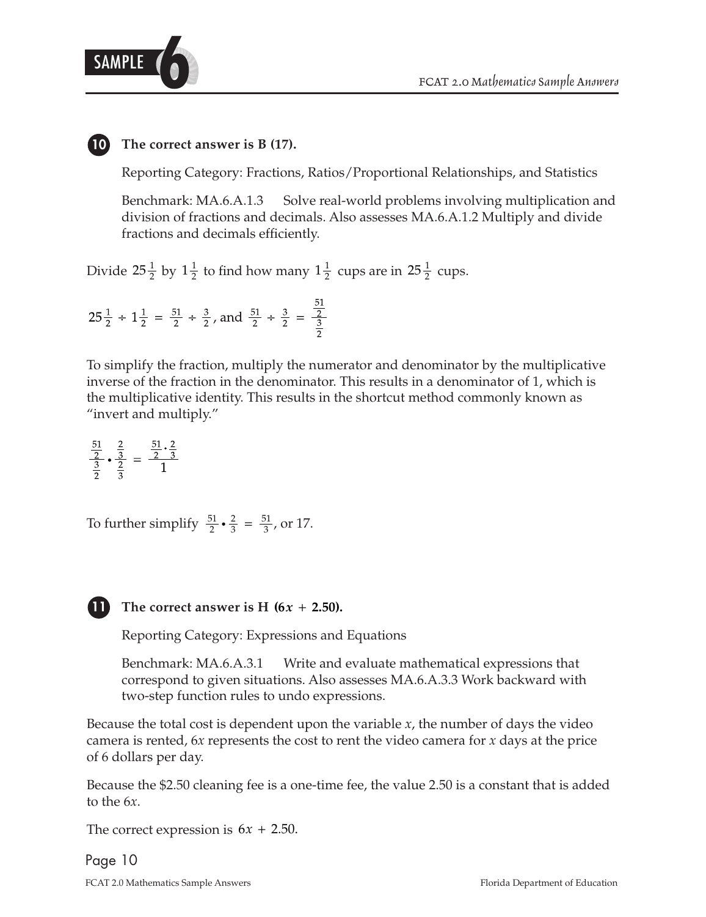**10** **The correct answer is B (17).**

Reporting Category: Fractions, Ratios/Proportional Relationships, and Statistics

Benchmark: MA.6.A.1.3 Solve real-world problems involving multiplication and division of fractions and decimals. Also assesses MA.6.A.1.2 Multiply and divide fractions and decimals efficiently.

Divide $25\frac{1}{2}$ by $1\frac{1}{2}$ to find how many $1\frac{1}{2}$ cups are in $25\frac{1}{2}$ cups.

$25\frac{1}{2} \div 1\frac{1}{2} = \frac{51}{2} \div \frac{3}{2}$, and $\frac{51}{2} \div \frac{3}{2} = \dfrac{\frac{51}{2}}{\frac{3}{2}}$

To simplify the fraction, multiply the numerator and denominator by the multiplicative inverse of the fraction in the denominator. This results in a denominator of 1, which is the multiplicative identity. This results in the shortcut method commonly known as "invert and multiply."

$$\dfrac{\frac{51}{2}}{\frac{3}{2}} \bullet \dfrac{\frac{2}{3}}{\frac{2}{3}} = \dfrac{\frac{51}{2} \cdot \frac{2}{3}}{1}$$

To further simplify $\frac{51}{2} \bullet \frac{2}{3} = \frac{51}{3}$, or 17.

**11** **The correct answer is H ($6x + 2.50$).**

Reporting Category: Expressions and Equations

Benchmark: MA.6.A.3.1 Write and evaluate mathematical expressions that correspond to given situations. Also assesses MA.6.A.3.3 Work backward with two-step function rules to undo expressions.

Because the total cost is dependent upon the variable $x$, the number of days the video camera is rented, $6x$ represents the cost to rent the video camera for $x$ days at the price of 6 dollars per day.

Because the \$2.50 cleaning fee is a one-time fee, the value 2.50 is a constant that is added to the $6x$.

The correct expression is $6x + 2.50$.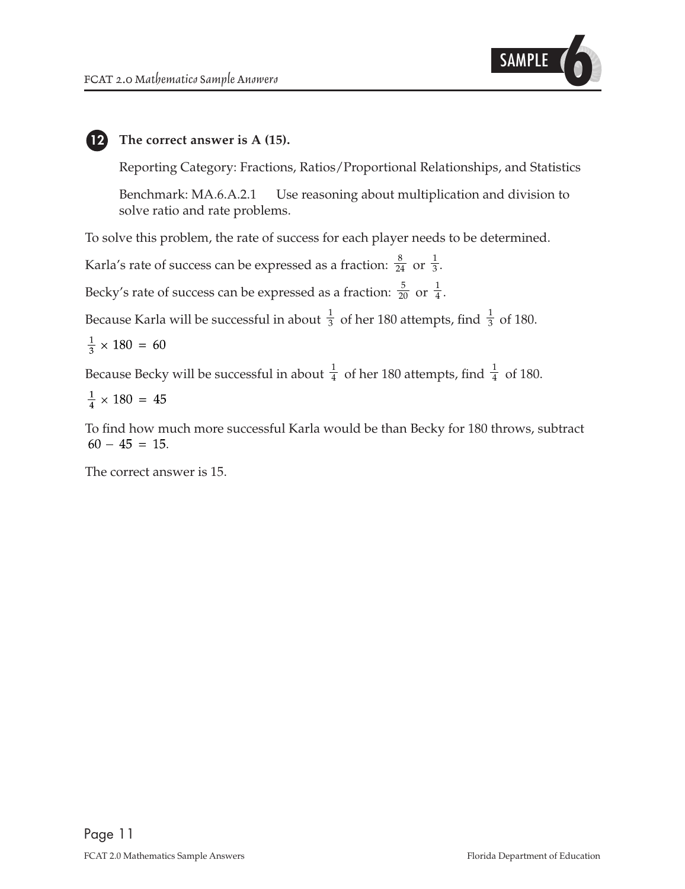**12** **The correct answer is A (15).**

Reporting Category: Fractions, Ratios/Proportional Relationships, and Statistics

Benchmark: MA.6.A.2.1 Use reasoning about multiplication and division to solve ratio and rate problems.

To solve this problem, the rate of success for each player needs to be determined.

Karla's rate of success can be expressed as a fraction: $\frac{8}{24}$ or $\frac{1}{3}$.

Becky's rate of success can be expressed as a fraction: $\frac{5}{20}$ or $\frac{1}{4}$.

Because Karla will be successful in about $\frac{1}{3}$ of her 180 attempts, find $\frac{1}{3}$ of 180.

$\frac{1}{3} \times 180 = 60$

Because Becky will be successful in about $\frac{1}{4}$ of her 180 attempts, find $\frac{1}{4}$ of 180.

$\frac{1}{4} \times 180 = 45$

To find how much more successful Karla would be than Becky for 180 throws, subtract $60 - 45 = 15$.

The correct answer is 15.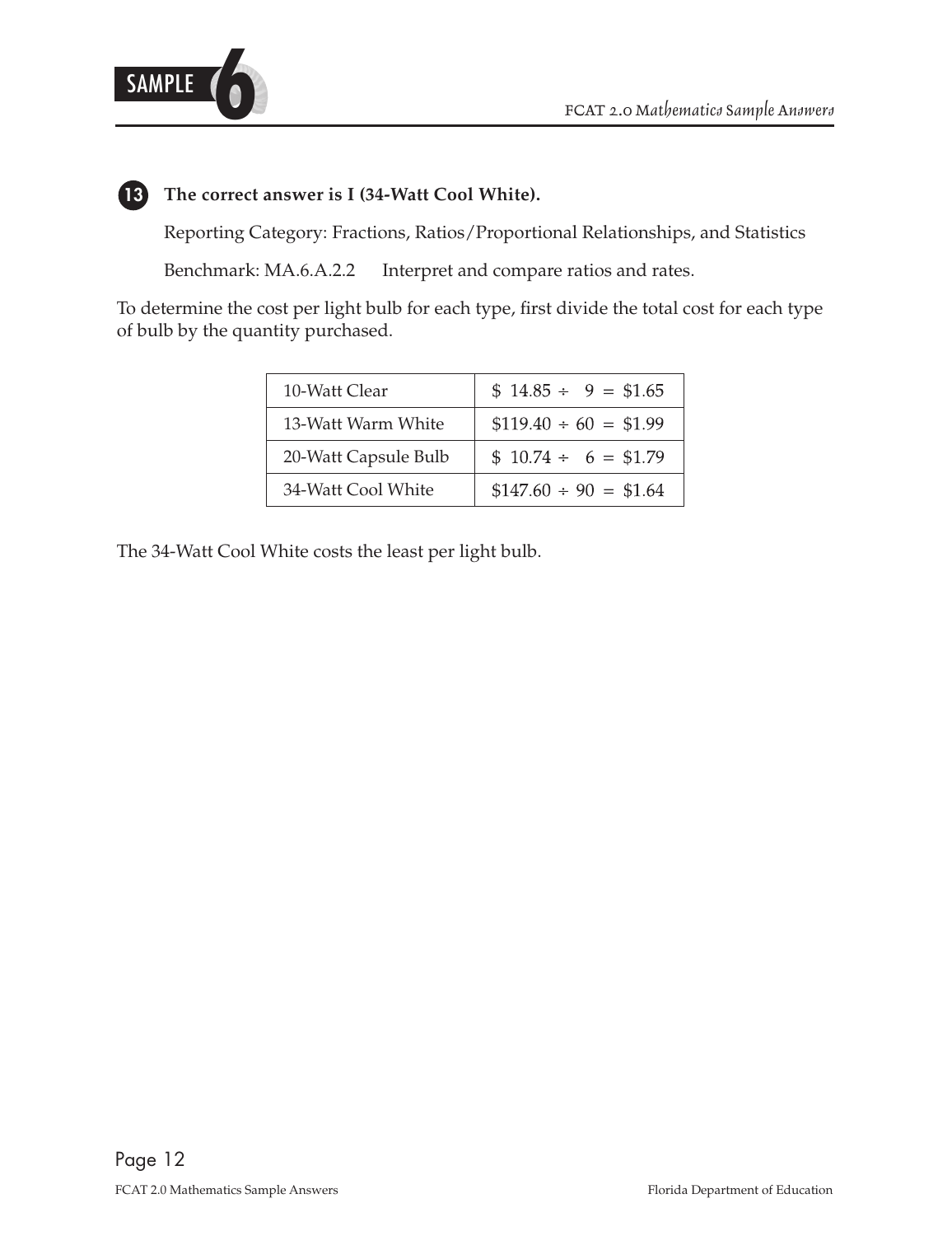**13** **The correct answer is I (34-Watt Cool White).**

Reporting Category: Fractions, Ratios/Proportional Relationships, and Statistics

Benchmark: MA.6.A.2.2 Interpret and compare ratios and rates.

To determine the cost per light bulb for each type, first divide the total cost for each type of bulb by the quantity purchased.

| | |
|---|---|
| 10-Watt Clear | $ 14.85 ÷ 9 = $1.65 |
| 13-Watt Warm White | $119.40 ÷ 60 = $1.99 |
| 20-Watt Capsule Bulb | $ 10.74 ÷ 6 = $1.79 |
| 34-Watt Cool White | $147.60 ÷ 90 = $1.64 |

The 34-Watt Cool White costs the least per light bulb.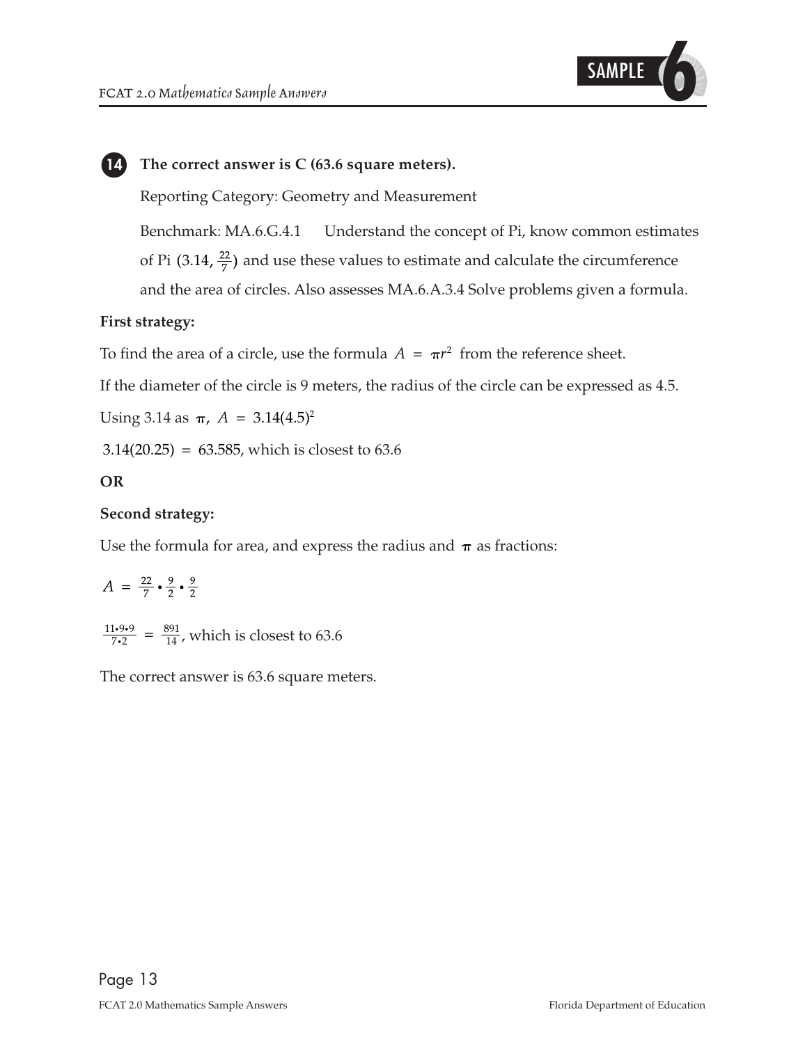**14** **The correct answer is C (63.6 square meters).**

Reporting Category: Geometry and Measurement

Benchmark: MA.6.G.4.1 Understand the concept of Pi, know common estimates of Pi ($3.14, \frac{22}{7}$) and use these values to estimate and calculate the circumference and the area of circles. Also assesses MA.6.A.3.4 Solve problems given a formula.

**First strategy:**

To find the area of a circle, use the formula $A = \pi r^2$ from the reference sheet.

If the diameter of the circle is 9 meters, the radius of the circle can be expressed as 4.5.

Using 3.14 as $\pi$, $A = 3.14(4.5)^2$

$3.14(20.25) = 63.585$, which is closest to 63.6

**OR**

**Second strategy:**

Use the formula for area, and express the radius and $\pi$ as fractions:

$A = \frac{22}{7} \cdot \frac{9}{2} \cdot \frac{9}{2}$

$\frac{11 \cdot 9 \cdot 9}{7 \cdot 2} = \frac{891}{14}$, which is closest to 63.6

The correct answer is 63.6 square meters.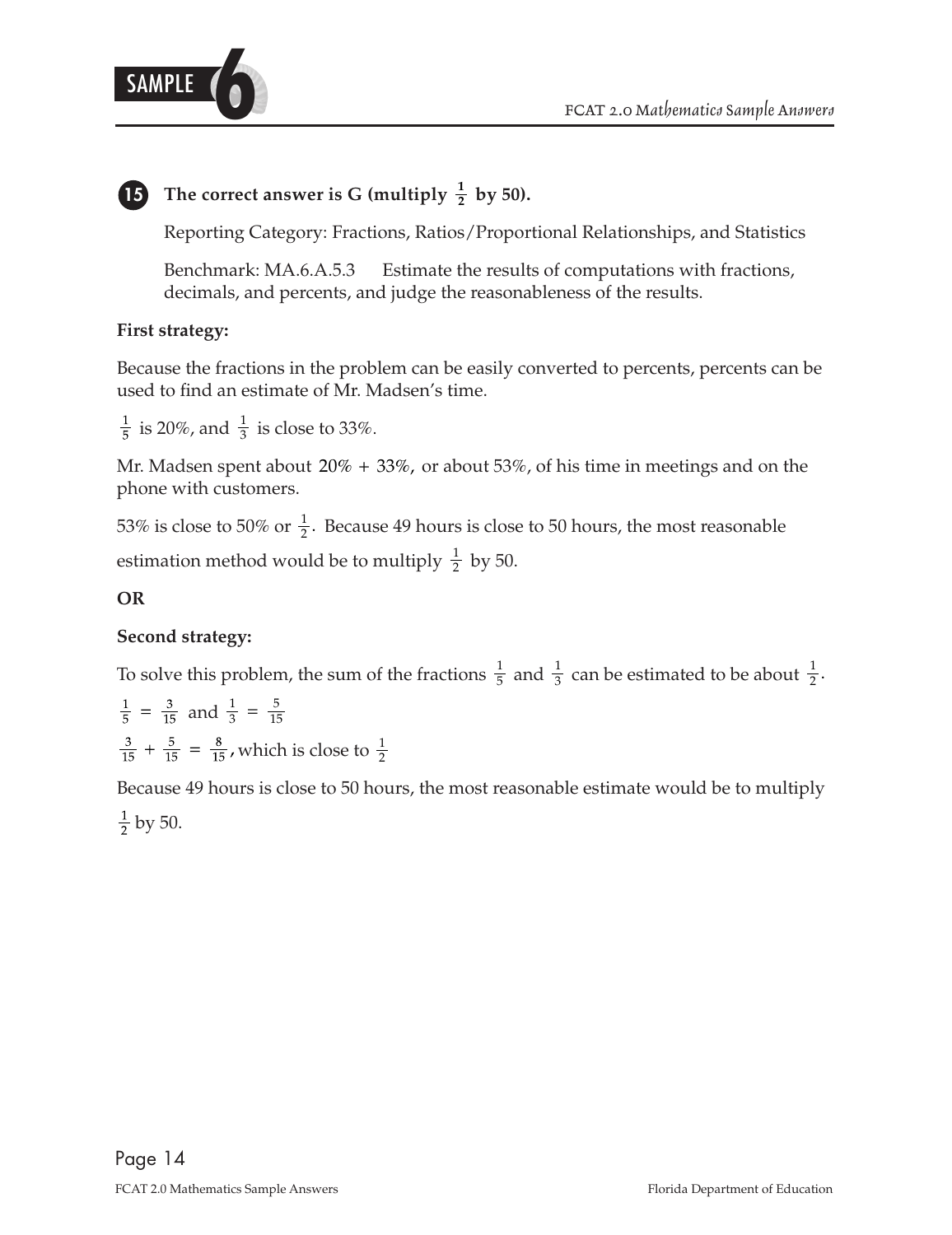**15** **The correct answer is G (multiply $\frac{1}{2}$ by 50).**

Reporting Category: Fractions, Ratios/Proportional Relationships, and Statistics

Benchmark: MA.6.A.5.3 Estimate the results of computations with fractions, decimals, and percents, and judge the reasonableness of the results.

**First strategy:**

Because the fractions in the problem can be easily converted to percents, percents can be used to find an estimate of Mr. Madsen's time.

$\frac{1}{5}$ is 20%, and $\frac{1}{3}$ is close to 33%.

Mr. Madsen spent about 20% + 33%, or about 53%, of his time in meetings and on the phone with customers.

53% is close to 50% or $\frac{1}{2}$. Because 49 hours is close to 50 hours, the most reasonable estimation method would be to multiply $\frac{1}{2}$ by 50.

**OR**

**Second strategy:**

To solve this problem, the sum of the fractions $\frac{1}{5}$ and $\frac{1}{3}$ can be estimated to be about $\frac{1}{2}$.

$\frac{1}{5} = \frac{3}{15}$ and $\frac{1}{3} = \frac{5}{15}$

$\frac{3}{15} + \frac{5}{15} = \frac{8}{15}$, which is close to $\frac{1}{2}$

Because 49 hours is close to 50 hours, the most reasonable estimate would be to multiply $\frac{1}{2}$ by 50.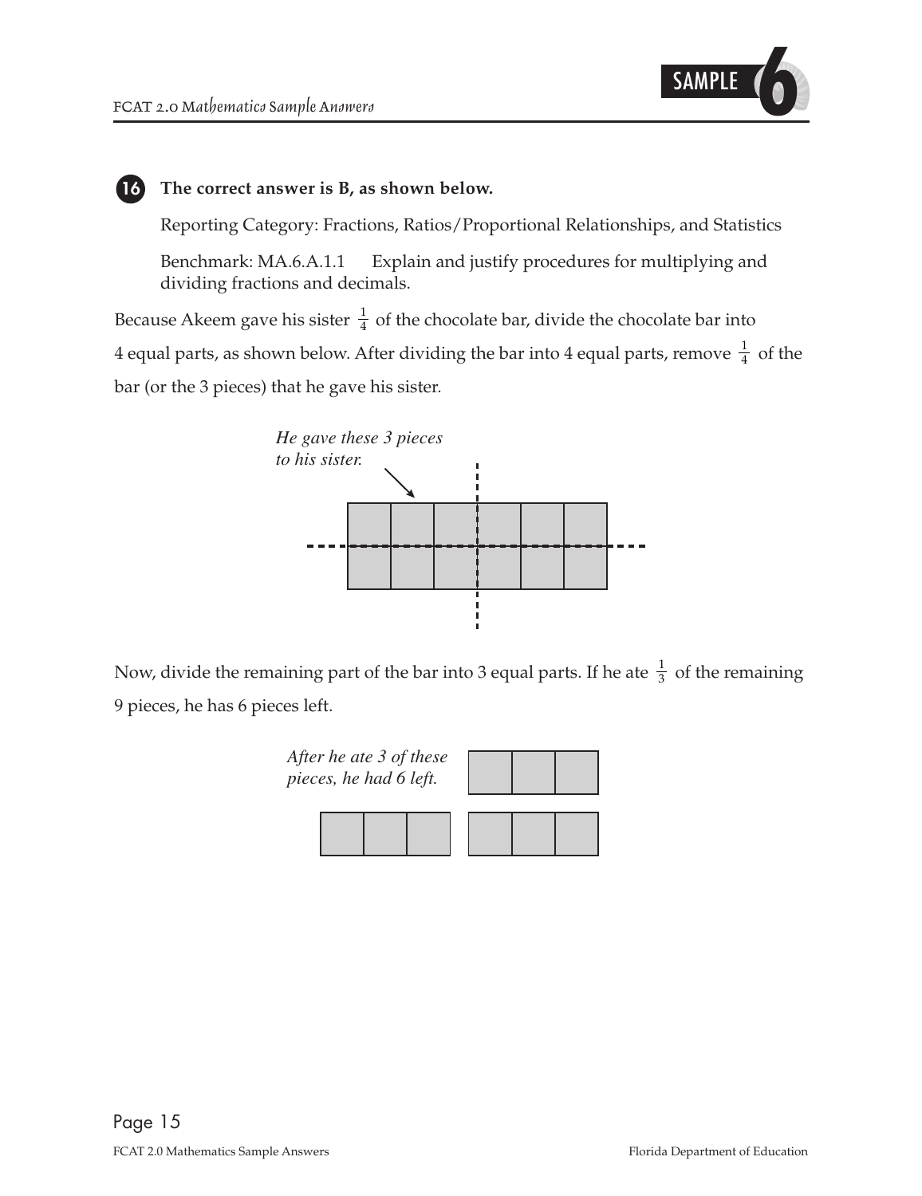**16** **The correct answer is B, as shown below.**

Reporting Category: Fractions, Ratios/Proportional Relationships, and Statistics

Benchmark: MA.6.A.1.1 Explain and justify procedures for multiplying and dividing fractions and decimals.

Because Akeem gave his sister $\frac{1}{4}$ of the chocolate bar, divide the chocolate bar into 4 equal parts, as shown below. After dividing the bar into 4 equal parts, remove $\frac{1}{4}$ of the bar (or the 3 pieces) that he gave his sister.

*He gave these 3 pieces to his sister.*

Now, divide the remaining part of the bar into 3 equal parts. If he ate $\frac{1}{3}$ of the remaining 9 pieces, he has 6 pieces left.

*After he ate 3 of these pieces, he had 6 left.*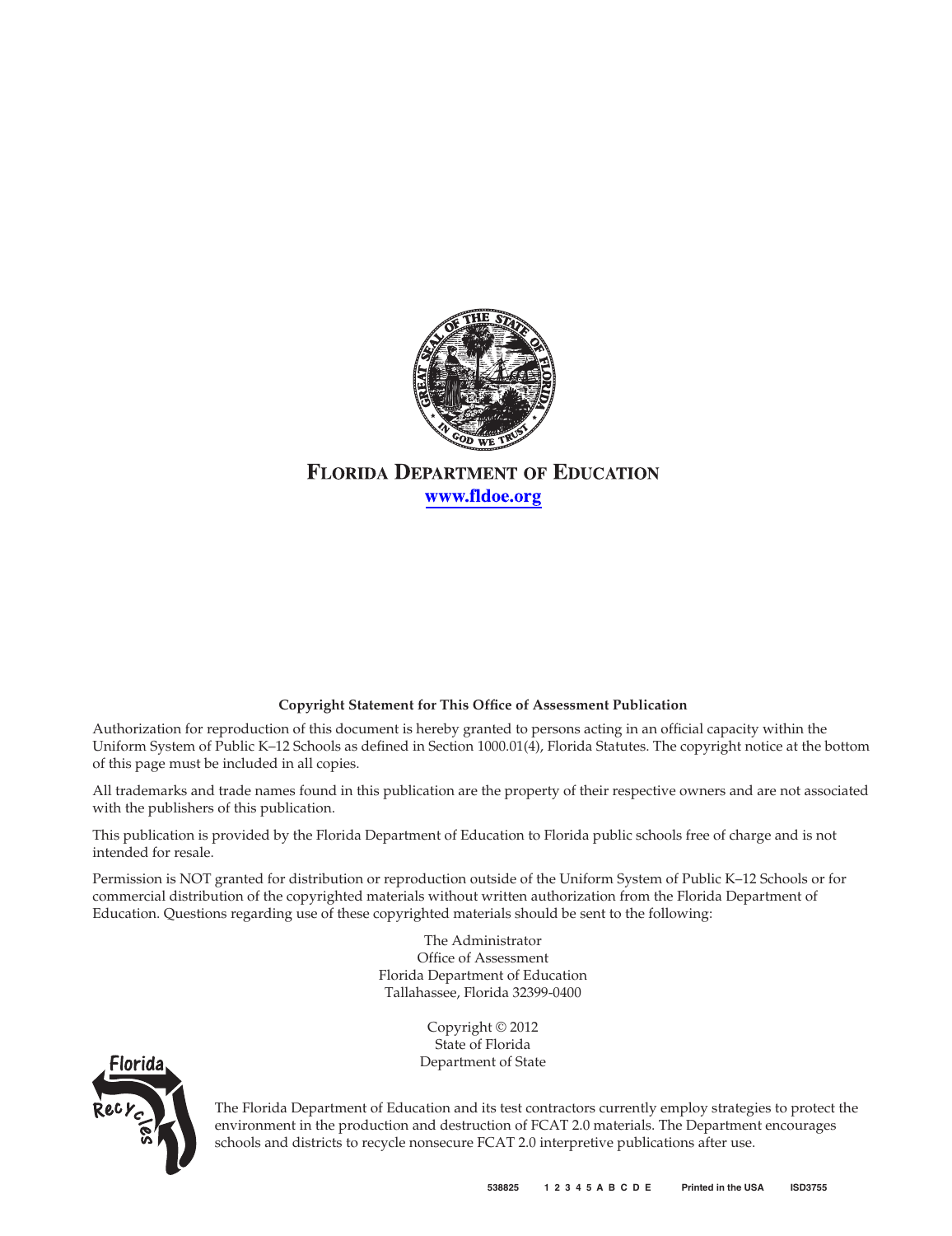**FLORIDA DEPARTMENT OF EDUCATION**

www.fldoe.org

**Copyright Statement for This Office of Assessment Publication**

Authorization for reproduction of this document is hereby granted to persons acting in an official capacity within the Uniform System of Public K–12 Schools as defined in Section 1000.01(4), Florida Statutes. The copyright notice at the bottom of this page must be included in all copies.

All trademarks and trade names found in this publication are the property of their respective owners and are not associated with the publishers of this publication.

This publication is provided by the Florida Department of Education to Florida public schools free of charge and is not intended for resale.

Permission is NOT granted for distribution or reproduction outside of the Uniform System of Public K–12 Schools or for commercial distribution of the copyrighted materials without written authorization from the Florida Department of Education. Questions regarding use of these copyrighted materials should be sent to the following:

The Administrator
Office of Assessment
Florida Department of Education
Tallahassee, Florida 32399-0400

Copyright © 2012
State of Florida
Department of State

The Florida Department of Education and its test contractors currently employ strategies to protect the environment in the production and destruction of FCAT 2.0 materials. The Department encourages schools and districts to recycle nonsecure FCAT 2.0 interpretive publications after use.

538825 1 2 3 4 5 A B C D E Printed in the USA ISD3755